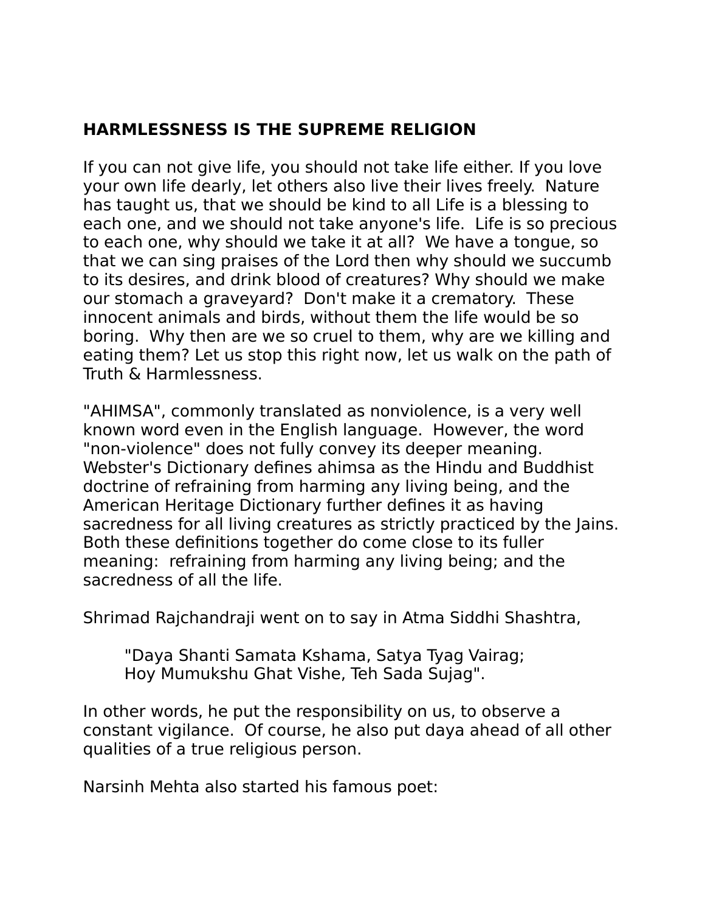**HARMLESSNESS IS THE SUPREME RELIGION**

If you can not give life, you should not take life either. If you love your own life dearly, let others also live their lives freely. Nature has taught us, that we should be kind to all Life is a blessing to each one, and we should not take anyone's life. Life is so precious to each one, why should we take it at all? We have a tongue, so that we can sing praises of the Lord then why should we succumb to its desires, and drink blood of creatures? Why should we make our stomach a graveyard? Don't make it a crematory. These innocent animals and birds, without them the life would be so boring. Why then are we so cruel to them, why are we killing and eating them? Let us stop this right now, let us walk on the path of Truth & Harmlessness.

"AHIMSA", commonly translated as nonviolence, is a very well known word even in the English language. However, the word "non-violence" does not fully convey its deeper meaning. Webster's Dictionary defines ahimsa as the Hindu and Buddhist doctrine of refraining from harming any living being, and the American Heritage Dictionary further defines it as having sacredness for all living creatures as strictly practiced by the Jains. Both these definitions together do come close to its fuller meaning: refraining from harming any living being; and the sacredness of all the life.

Shrimad Rajchandraji went on to say in Atma Siddhi Shashtra,

> "Daya Shanti Samata Kshama, Satya Tyag Vairag;
> Hoy Mumukshu Ghat Vishe, Teh Sada Sujag".

In other words, he put the responsibility on us, to observe a constant vigilance. Of course, he also put daya ahead of all other qualities of a true religious person.

Narsinh Mehta also started his famous poet: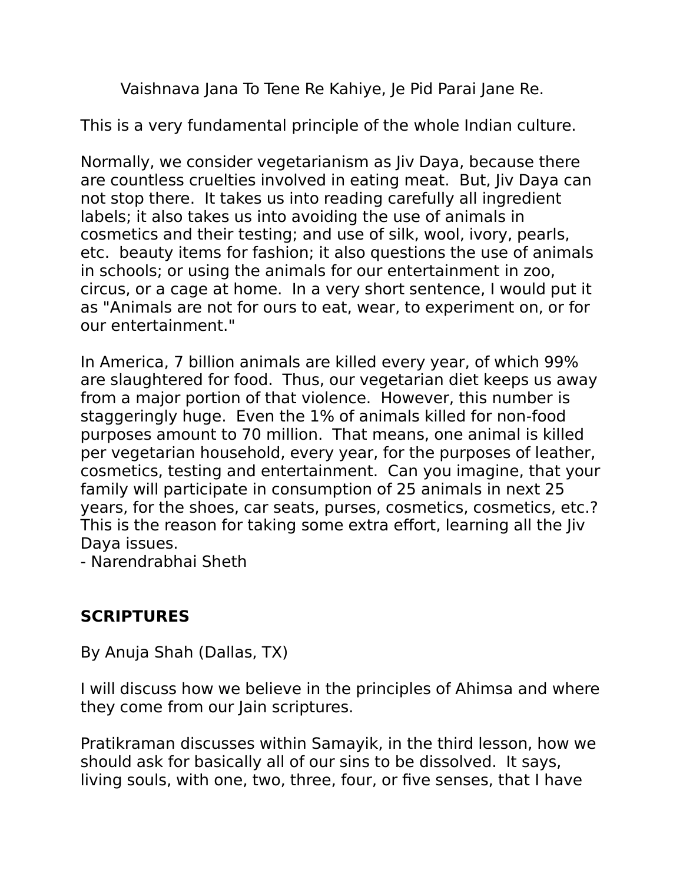Vaishnava Jana To Tene Re Kahiye, Je Pid Parai Jane Re.

This is a very fundamental principle of the whole Indian culture.

Normally, we consider vegetarianism as Jiv Daya, because there are countless cruelties involved in eating meat. But, Jiv Daya can not stop there. It takes us into reading carefully all ingredient labels; it also takes us into avoiding the use of animals in cosmetics and their testing; and use of silk, wool, ivory, pearls, etc. beauty items for fashion; it also questions the use of animals in schools; or using the animals for our entertainment in zoo, circus, or a cage at home. In a very short sentence, I would put it as "Animals are not for ours to eat, wear, to experiment on, or for our entertainment."

In America, 7 billion animals are killed every year, of which 99% are slaughtered for food. Thus, our vegetarian diet keeps us away from a major portion of that violence. However, this number is staggeringly huge. Even the 1% of animals killed for non-food purposes amount to 70 million. That means, one animal is killed per vegetarian household, every year, for the purposes of leather, cosmetics, testing and entertainment. Can you imagine, that your family will participate in consumption of 25 animals in next 25 years, for the shoes, car seats, purses, cosmetics, cosmetics, etc.? This is the reason for taking some extra effort, learning all the Jiv Daya issues.
- Narendrabhai Sheth

## SCRIPTURES

By Anuja Shah (Dallas, TX)

I will discuss how we believe in the principles of Ahimsa and where they come from our Jain scriptures.

Pratikraman discusses within Samayik, in the third lesson, how we should ask for basically all of our sins to be dissolved. It says, living souls, with one, two, three, four, or five senses, that I have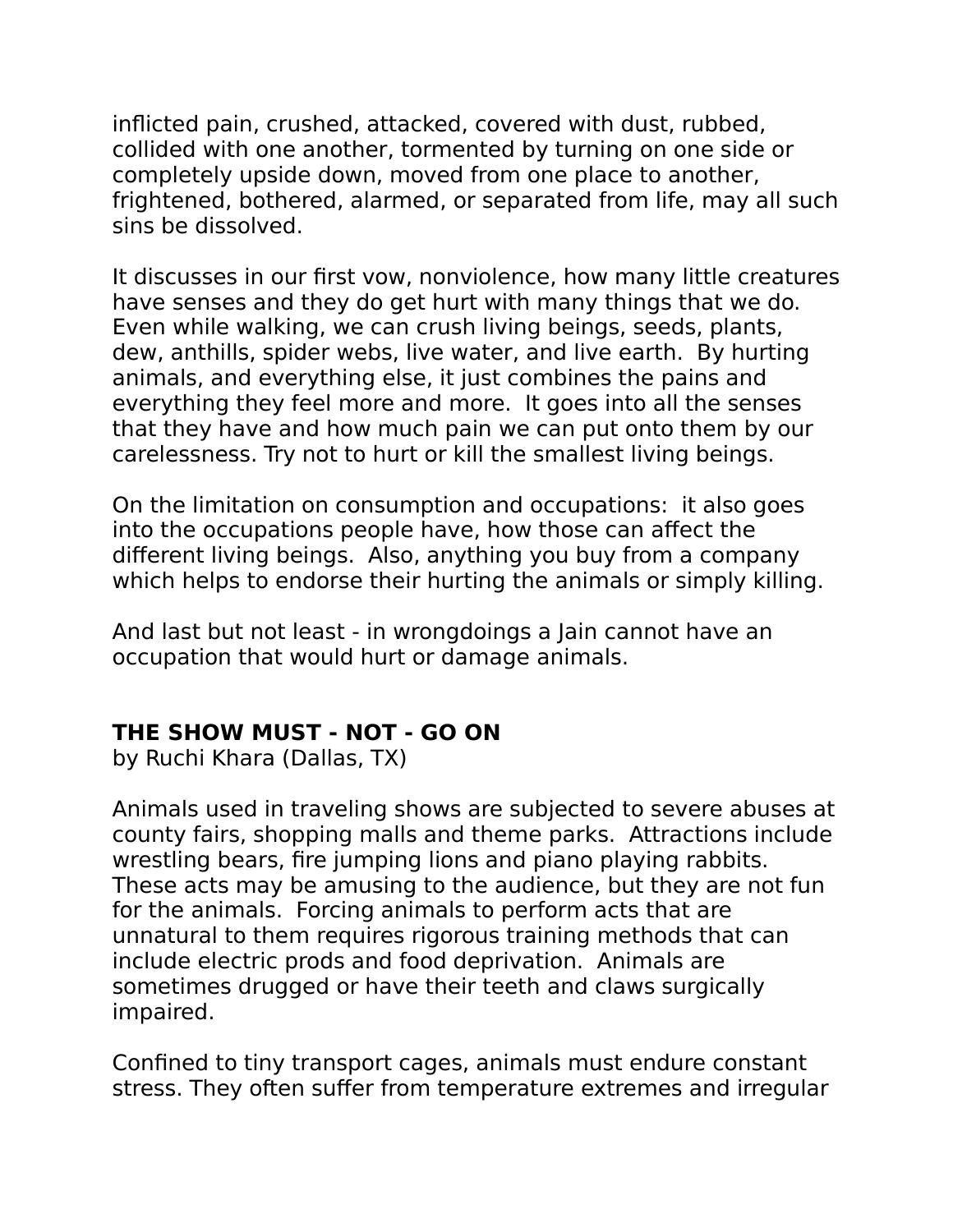inflicted pain, crushed, attacked, covered with dust, rubbed, collided with one another, tormented by turning on one side or completely upside down, moved from one place to another, frightened, bothered, alarmed, or separated from life, may all such sins be dissolved.

It discusses in our first vow, nonviolence, how many little creatures have senses and they do get hurt with many things that we do. Even while walking, we can crush living beings, seeds, plants, dew, anthills, spider webs, live water, and live earth. By hurting animals, and everything else, it just combines the pains and everything they feel more and more. It goes into all the senses that they have and how much pain we can put onto them by our carelessness. Try not to hurt or kill the smallest living beings.

On the limitation on consumption and occupations: it also goes into the occupations people have, how those can affect the different living beings. Also, anything you buy from a company which helps to endorse their hurting the animals or simply killing.

And last but not least - in wrongdoings a Jain cannot have an occupation that would hurt or damage animals.

## THE SHOW MUST - NOT - GO ON

by Ruchi Khara (Dallas, TX)

Animals used in traveling shows are subjected to severe abuses at county fairs, shopping malls and theme parks. Attractions include wrestling bears, fire jumping lions and piano playing rabbits. These acts may be amusing to the audience, but they are not fun for the animals. Forcing animals to perform acts that are unnatural to them requires rigorous training methods that can include electric prods and food deprivation. Animals are sometimes drugged or have their teeth and claws surgically impaired.

Confined to tiny transport cages, animals must endure constant stress. They often suffer from temperature extremes and irregular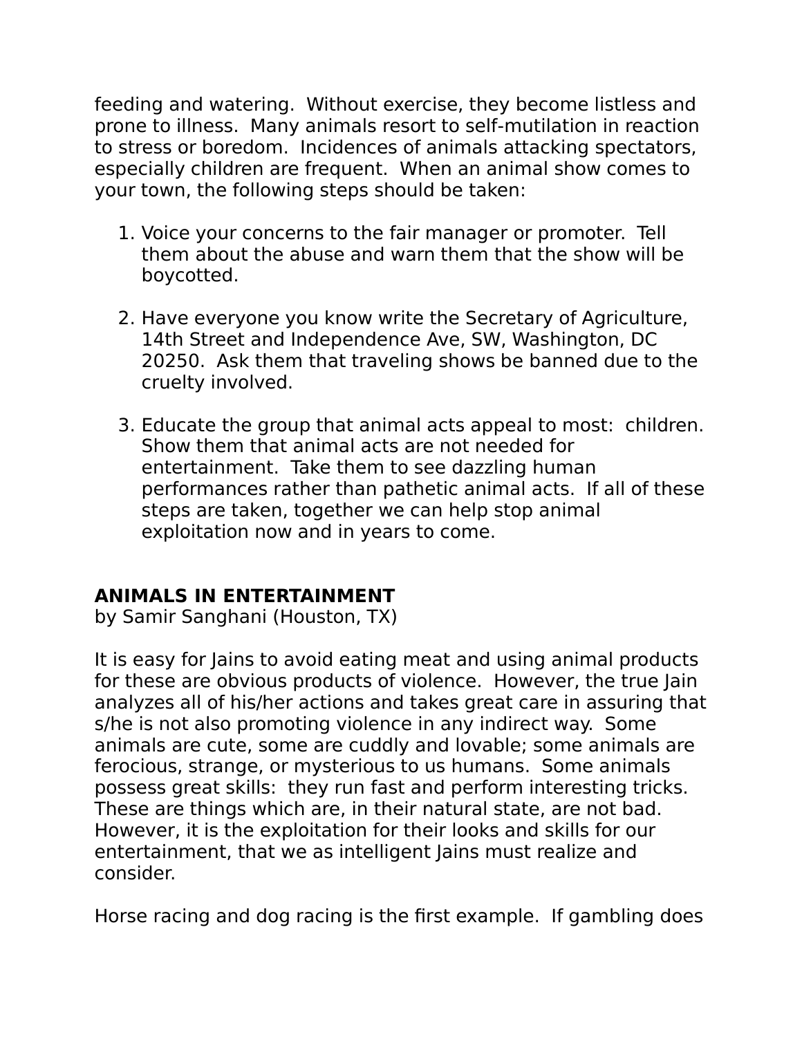feeding and watering. Without exercise, they become listless and prone to illness. Many animals resort to self-mutilation in reaction to stress or boredom. Incidences of animals attacking spectators, especially children are frequent. When an animal show comes to your town, the following steps should be taken:

1. Voice your concerns to the fair manager or promoter. Tell them about the abuse and warn them that the show will be boycotted.

2. Have everyone you know write the Secretary of Agriculture, 14th Street and Independence Ave, SW, Washington, DC 20250. Ask them that traveling shows be banned due to the cruelty involved.

3. Educate the group that animal acts appeal to most: children. Show them that animal acts are not needed for entertainment. Take them to see dazzling human performances rather than pathetic animal acts. If all of these steps are taken, together we can help stop animal exploitation now and in years to come.

**ANIMALS IN ENTERTAINMENT**
by Samir Sanghani (Houston, TX)

It is easy for Jains to avoid eating meat and using animal products for these are obvious products of violence. However, the true Jain analyzes all of his/her actions and takes great care in assuring that s/he is not also promoting violence in any indirect way. Some animals are cute, some are cuddly and lovable; some animals are ferocious, strange, or mysterious to us humans. Some animals possess great skills: they run fast and perform interesting tricks. These are things which are, in their natural state, are not bad. However, it is the exploitation for their looks and skills for our entertainment, that we as intelligent Jains must realize and consider.

Horse racing and dog racing is the first example. If gambling does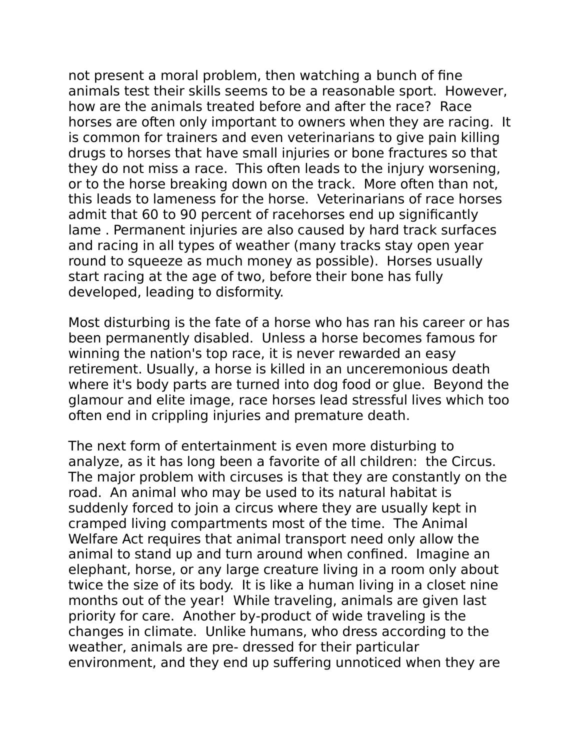not present a moral problem, then watching a bunch of fine animals test their skills seems to be a reasonable sport. However, how are the animals treated before and after the race? Race horses are often only important to owners when they are racing. It is common for trainers and even veterinarians to give pain killing drugs to horses that have small injuries or bone fractures so that they do not miss a race. This often leads to the injury worsening, or to the horse breaking down on the track. More often than not, this leads to lameness for the horse. Veterinarians of race horses admit that 60 to 90 percent of racehorses end up significantly lame . Permanent injuries are also caused by hard track surfaces and racing in all types of weather (many tracks stay open year round to squeeze as much money as possible). Horses usually start racing at the age of two, before their bone has fully developed, leading to disformity.

Most disturbing is the fate of a horse who has ran his career or has been permanently disabled. Unless a horse becomes famous for winning the nation's top race, it is never rewarded an easy retirement. Usually, a horse is killed in an unceremonious death where it's body parts are turned into dog food or glue. Beyond the glamour and elite image, race horses lead stressful lives which too often end in crippling injuries and premature death.

The next form of entertainment is even more disturbing to analyze, as it has long been a favorite of all children: the Circus. The major problem with circuses is that they are constantly on the road. An animal who may be used to its natural habitat is suddenly forced to join a circus where they are usually kept in cramped living compartments most of the time. The Animal Welfare Act requires that animal transport need only allow the animal to stand up and turn around when confined. Imagine an elephant, horse, or any large creature living in a room only about twice the size of its body. It is like a human living in a closet nine months out of the year! While traveling, animals are given last priority for care. Another by-product of wide traveling is the changes in climate. Unlike humans, who dress according to the weather, animals are pre- dressed for their particular environment, and they end up suffering unnoticed when they are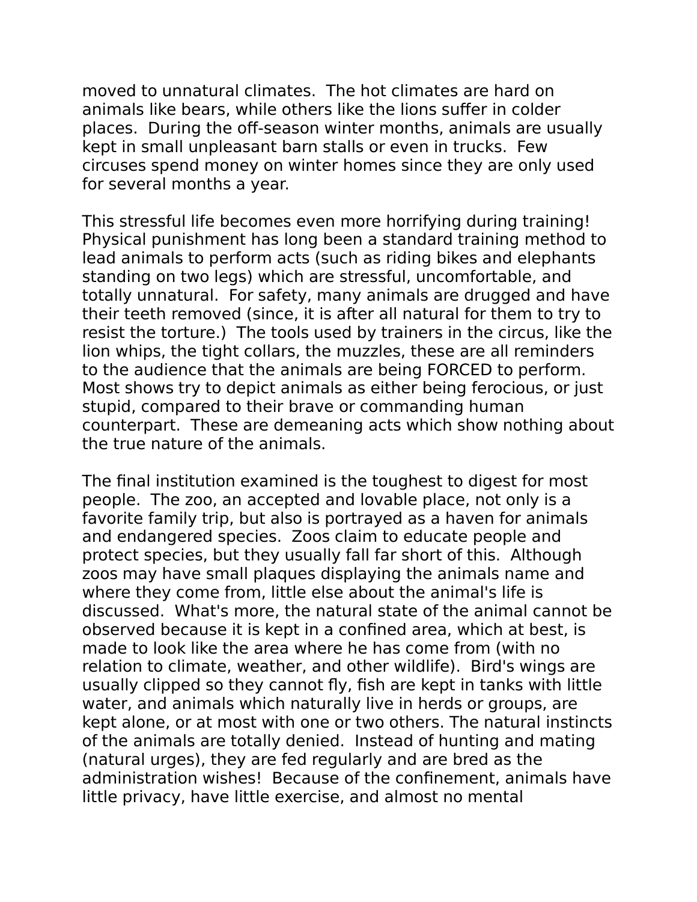moved to unnatural climates.  The hot climates are hard on animals like bears, while others like the lions suffer in colder places.  During the off-season winter months, animals are usually kept in small unpleasant barn stalls or even in trucks.  Few circuses spend money on winter homes since they are only used for several months a year.

This stressful life becomes even more horrifying during training!  Physical punishment has long been a standard training method to lead animals to perform acts (such as riding bikes and elephants standing on two legs) which are stressful, uncomfortable, and totally unnatural.  For safety, many animals are drugged and have their teeth removed (since, it is after all natural for them to try to resist the torture.)  The tools used by trainers in the circus, like the lion whips, the tight collars, the muzzles, these are all reminders to the audience that the animals are being FORCED to perform.  Most shows try to depict animals as either being ferocious, or just stupid, compared to their brave or commanding human counterpart.  These are demeaning acts which show nothing about the true nature of the animals.

The final institution examined is the toughest to digest for most people.  The zoo, an accepted and lovable place, not only is a favorite family trip, but also is portrayed as a haven for animals and endangered species.  Zoos claim to educate people and protect species, but they usually fall far short of this.  Although zoos may have small plaques displaying the animals name and where they come from, little else about the animal's life is discussed.  What's more, the natural state of the animal cannot be observed because it is kept in a confined area, which at best, is made to look like the area where he has come from (with no relation to climate, weather, and other wildlife).  Bird's wings are usually clipped so they cannot fly, fish are kept in tanks with little water, and animals which naturally live in herds or groups, are kept alone, or at most with one or two others. The natural instincts of the animals are totally denied.  Instead of hunting and mating (natural urges), they are fed regularly and are bred as the administration wishes!  Because of the confinement, animals have little privacy, have little exercise, and almost no mental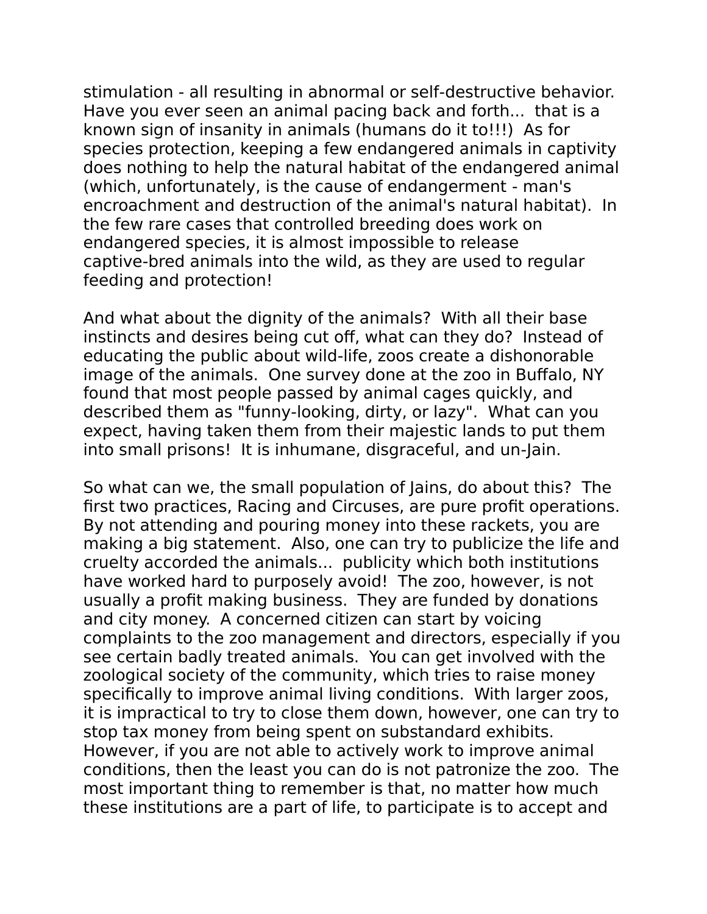stimulation - all resulting in abnormal or self-destructive behavior. Have you ever seen an animal pacing back and forth... that is a known sign of insanity in animals (humans do it to!!!) As for species protection, keeping a few endangered animals in captivity does nothing to help the natural habitat of the endangered animal (which, unfortunately, is the cause of endangerment - man's encroachment and destruction of the animal's natural habitat). In the few rare cases that controlled breeding does work on endangered species, it is almost impossible to release captive-bred animals into the wild, as they are used to regular feeding and protection!

And what about the dignity of the animals? With all their base instincts and desires being cut off, what can they do? Instead of educating the public about wild-life, zoos create a dishonorable image of the animals. One survey done at the zoo in Buffalo, NY found that most people passed by animal cages quickly, and described them as "funny-looking, dirty, or lazy". What can you expect, having taken them from their majestic lands to put them into small prisons! It is inhumane, disgraceful, and un-Jain.

So what can we, the small population of Jains, do about this? The first two practices, Racing and Circuses, are pure profit operations. By not attending and pouring money into these rackets, you are making a big statement. Also, one can try to publicize the life and cruelty accorded the animals... publicity which both institutions have worked hard to purposely avoid! The zoo, however, is not usually a profit making business. They are funded by donations and city money. A concerned citizen can start by voicing complaints to the zoo management and directors, especially if you see certain badly treated animals. You can get involved with the zoological society of the community, which tries to raise money specifically to improve animal living conditions. With larger zoos, it is impractical to try to close them down, however, one can try to stop tax money from being spent on substandard exhibits. However, if you are not able to actively work to improve animal conditions, then the least you can do is not patronize the zoo. The most important thing to remember is that, no matter how much these institutions are a part of life, to participate is to accept and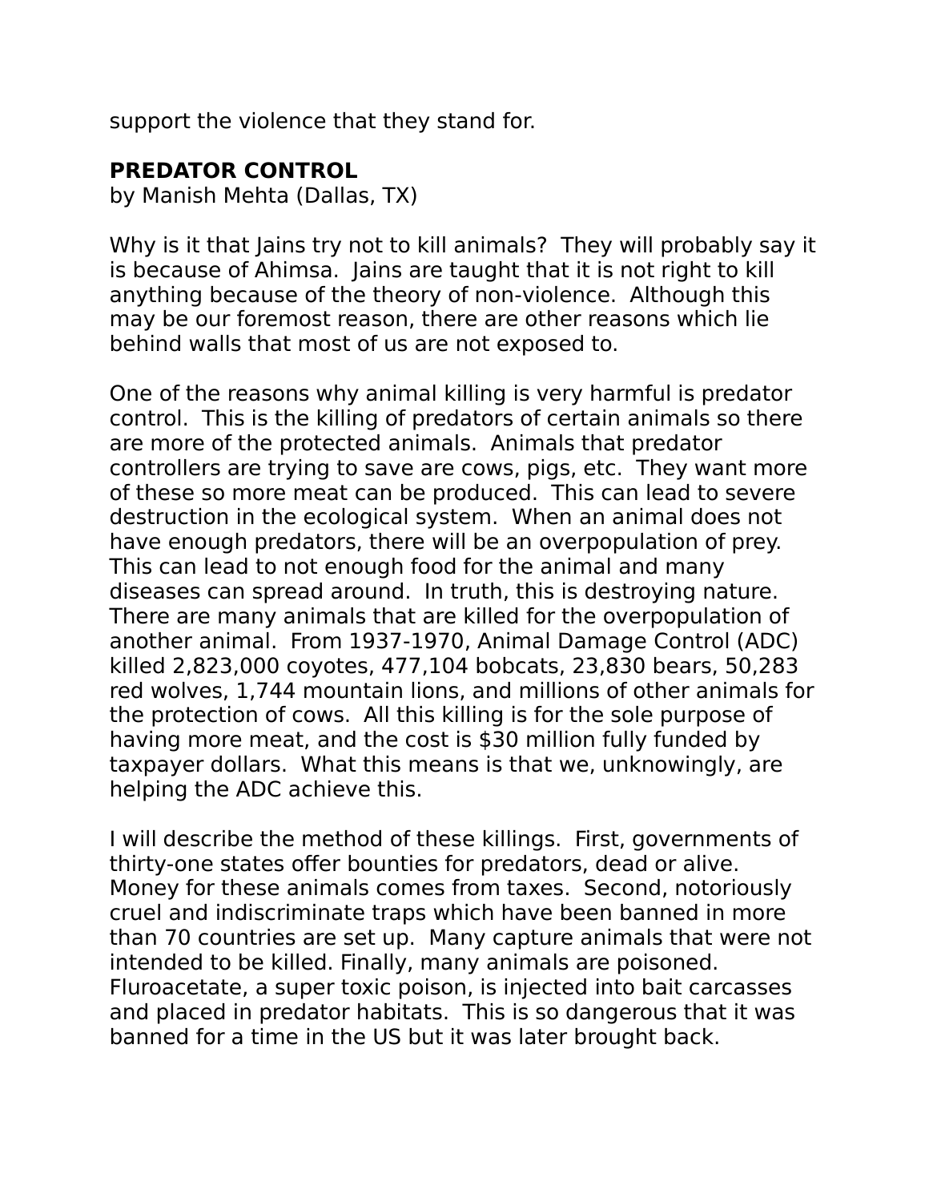support the violence that they stand for.

## PREDATOR CONTROL

by Manish Mehta (Dallas, TX)

Why is it that Jains try not to kill animals? They will probably say it is because of Ahimsa. Jains are taught that it is not right to kill anything because of the theory of non-violence. Although this may be our foremost reason, there are other reasons which lie behind walls that most of us are not exposed to.

One of the reasons why animal killing is very harmful is predator control. This is the killing of predators of certain animals so there are more of the protected animals. Animals that predator controllers are trying to save are cows, pigs, etc. They want more of these so more meat can be produced. This can lead to severe destruction in the ecological system. When an animal does not have enough predators, there will be an overpopulation of prey. This can lead to not enough food for the animal and many diseases can spread around. In truth, this is destroying nature. There are many animals that are killed for the overpopulation of another animal. From 1937-1970, Animal Damage Control (ADC) killed 2,823,000 coyotes, 477,104 bobcats, 23,830 bears, 50,283 red wolves, 1,744 mountain lions, and millions of other animals for the protection of cows. All this killing is for the sole purpose of having more meat, and the cost is $30 million fully funded by taxpayer dollars. What this means is that we, unknowingly, are helping the ADC achieve this.

I will describe the method of these killings. First, governments of thirty-one states offer bounties for predators, dead or alive. Money for these animals comes from taxes. Second, notoriously cruel and indiscriminate traps which have been banned in more than 70 countries are set up. Many capture animals that were not intended to be killed. Finally, many animals are poisoned. Fluroacetate, a super toxic poison, is injected into bait carcasses and placed in predator habitats. This is so dangerous that it was banned for a time in the US but it was later brought back.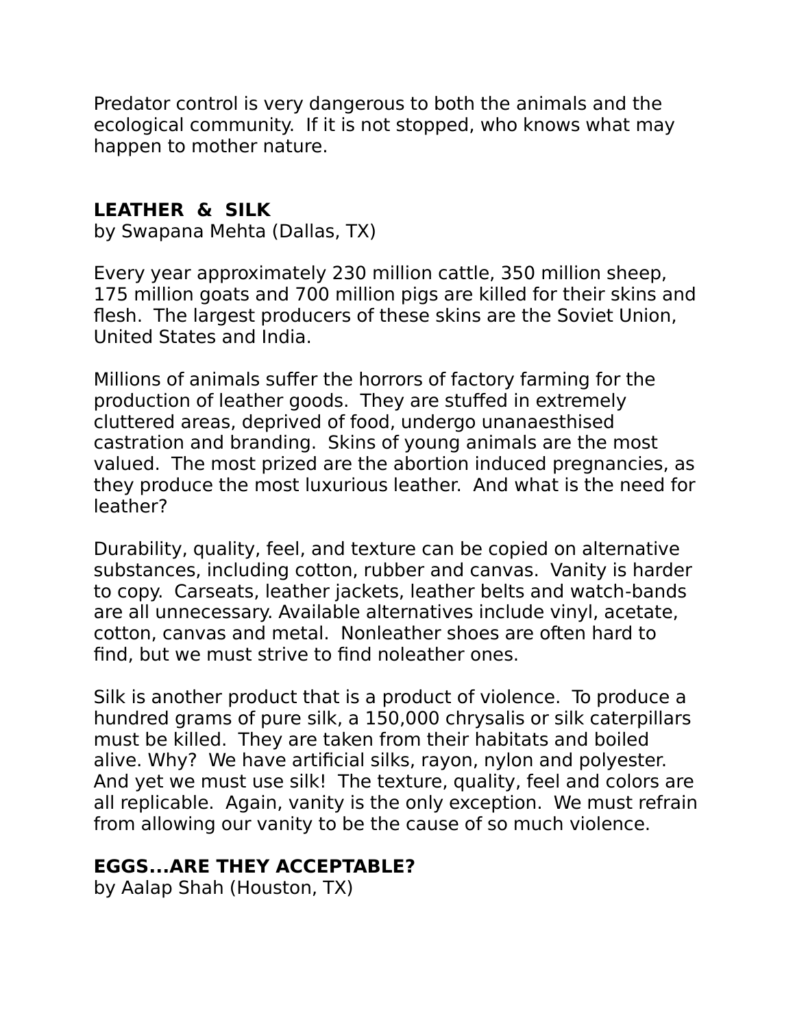Predator control is very dangerous to both the animals and the ecological community.  If it is not stopped, who knows what may happen to mother nature.

## LEATHER  &  SILK

by Swapana Mehta (Dallas, TX)

Every year approximately 230 million cattle, 350 million sheep, 175 million goats and 700 million pigs are killed for their skins and flesh.  The largest producers of these skins are the Soviet Union, United States and India.

Millions of animals suffer the horrors of factory farming for the production of leather goods.  They are stuffed in extremely cluttered areas, deprived of food, undergo unanaesthised castration and branding.  Skins of young animals are the most valued.  The most prized are the abortion induced pregnancies, as they produce the most luxurious leather.  And what is the need for leather?

Durability, quality, feel, and texture can be copied on alternative substances, including cotton, rubber and canvas.  Vanity is harder to copy.  Carseats, leather jackets, leather belts and watch-bands are all unnecessary. Available alternatives include vinyl, acetate, cotton, canvas and metal.  Nonleather shoes are often hard to find, but we must strive to find noleather ones.

Silk is another product that is a product of violence.  To produce a hundred grams of pure silk, a 150,000 chrysalis or silk caterpillars must be killed.  They are taken from their habitats and boiled alive. Why?  We have artificial silks, rayon, nylon and polyester. And yet we must use silk!  The texture, quality, feel and colors are all replicable.  Again, vanity is the only exception.  We must refrain from allowing our vanity to be the cause of so much violence.

## EGGS...ARE THEY ACCEPTABLE?

by Aalap Shah (Houston, TX)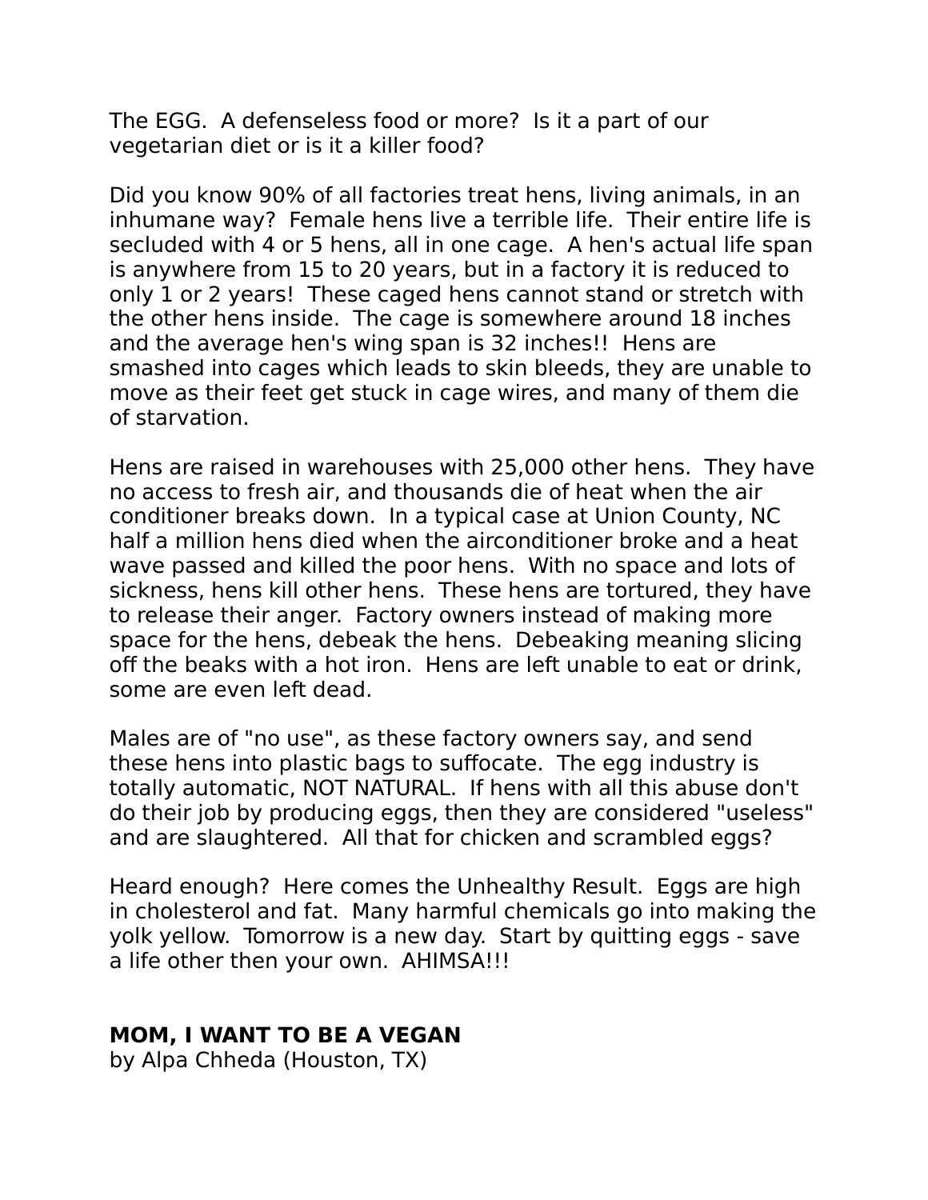The EGG. A defenseless food or more? Is it a part of our vegetarian diet or is it a killer food?

Did you know 90% of all factories treat hens, living animals, in an inhumane way? Female hens live a terrible life. Their entire life is secluded with 4 or 5 hens, all in one cage. A hen's actual life span is anywhere from 15 to 20 years, but in a factory it is reduced to only 1 or 2 years! These caged hens cannot stand or stretch with the other hens inside. The cage is somewhere around 18 inches and the average hen's wing span is 32 inches!! Hens are smashed into cages which leads to skin bleeds, they are unable to move as their feet get stuck in cage wires, and many of them die of starvation.

Hens are raised in warehouses with 25,000 other hens. They have no access to fresh air, and thousands die of heat when the air conditioner breaks down. In a typical case at Union County, NC half a million hens died when the airconditioner broke and a heat wave passed and killed the poor hens. With no space and lots of sickness, hens kill other hens. These hens are tortured, they have to release their anger. Factory owners instead of making more space for the hens, debeak the hens. Debeaking meaning slicing off the beaks with a hot iron. Hens are left unable to eat or drink, some are even left dead.

Males are of "no use", as these factory owners say, and send these hens into plastic bags to suffocate. The egg industry is totally automatic, NOT NATURAL. If hens with all this abuse don't do their job by producing eggs, then they are considered "useless" and are slaughtered. All that for chicken and scrambled eggs?

Heard enough? Here comes the Unhealthy Result. Eggs are high in cholesterol and fat. Many harmful chemicals go into making the yolk yellow. Tomorrow is a new day. Start by quitting eggs - save a life other then your own. AHIMSA!!!

## MOM, I WANT TO BE A VEGAN

by Alpa Chheda (Houston, TX)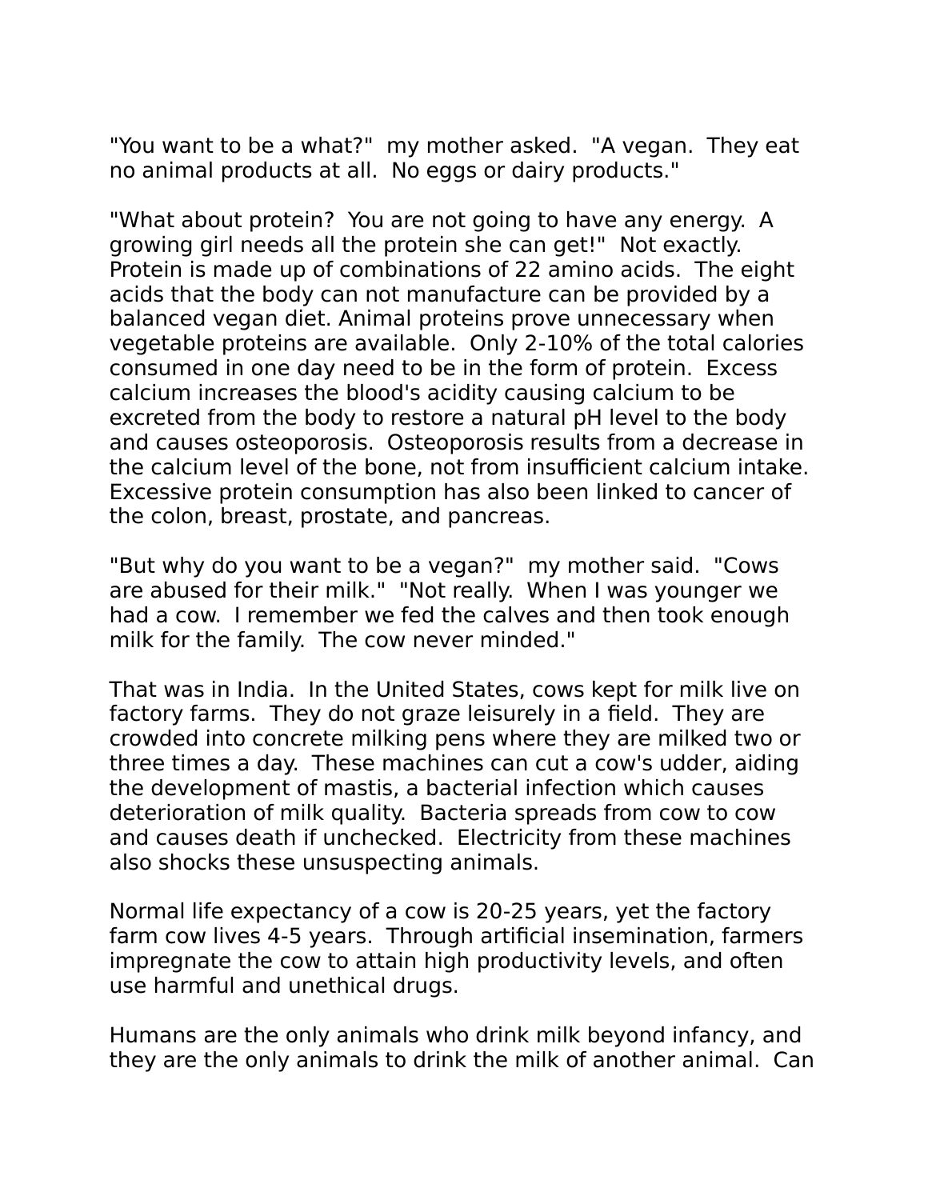"You want to be a what?" my mother asked. "A vegan. They eat no animal products at all. No eggs or dairy products."

"What about protein? You are not going to have any energy. A growing girl needs all the protein she can get!" Not exactly. Protein is made up of combinations of 22 amino acids. The eight acids that the body can not manufacture can be provided by a balanced vegan diet. Animal proteins prove unnecessary when vegetable proteins are available. Only 2-10% of the total calories consumed in one day need to be in the form of protein. Excess calcium increases the blood's acidity causing calcium to be excreted from the body to restore a natural pH level to the body and causes osteoporosis. Osteoporosis results from a decrease in the calcium level of the bone, not from insufficient calcium intake. Excessive protein consumption has also been linked to cancer of the colon, breast, prostate, and pancreas.

"But why do you want to be a vegan?" my mother said. "Cows are abused for their milk." "Not really. When I was younger we had a cow. I remember we fed the calves and then took enough milk for the family. The cow never minded."

That was in India. In the United States, cows kept for milk live on factory farms. They do not graze leisurely in a field. They are crowded into concrete milking pens where they are milked two or three times a day. These machines can cut a cow's udder, aiding the development of mastis, a bacterial infection which causes deterioration of milk quality. Bacteria spreads from cow to cow and causes death if unchecked. Electricity from these machines also shocks these unsuspecting animals.

Normal life expectancy of a cow is 20-25 years, yet the factory farm cow lives 4-5 years. Through artificial insemination, farmers impregnate the cow to attain high productivity levels, and often use harmful and unethical drugs.

Humans are the only animals who drink milk beyond infancy, and they are the only animals to drink the milk of another animal. Can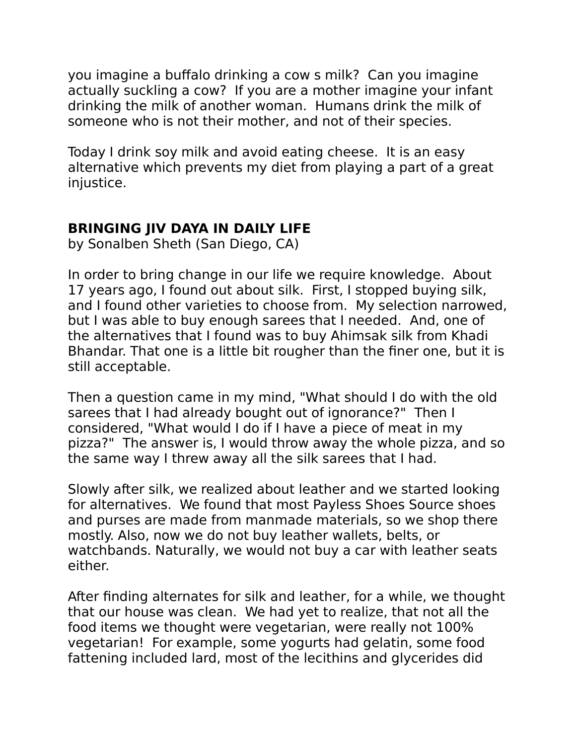you imagine a buffalo drinking a cow s milk? Can you imagine actually suckling a cow? If you are a mother imagine your infant drinking the milk of another woman. Humans drink the milk of someone who is not their mother, and not of their species.

Today I drink soy milk and avoid eating cheese. It is an easy alternative which prevents my diet from playing a part of a great injustice.

## BRINGING JIV DAYA IN DAILY LIFE

by Sonalben Sheth (San Diego, CA)

In order to bring change in our life we require knowledge. About 17 years ago, I found out about silk. First, I stopped buying silk, and I found other varieties to choose from. My selection narrowed, but I was able to buy enough sarees that I needed. And, one of the alternatives that I found was to buy Ahimsak silk from Khadi Bhandar. That one is a little bit rougher than the finer one, but it is still acceptable.

Then a question came in my mind, "What should I do with the old sarees that I had already bought out of ignorance?" Then I considered, "What would I do if I have a piece of meat in my pizza?" The answer is, I would throw away the whole pizza, and so the same way I threw away all the silk sarees that I had.

Slowly after silk, we realized about leather and we started looking for alternatives. We found that most Payless Shoes Source shoes and purses are made from manmade materials, so we shop there mostly. Also, now we do not buy leather wallets, belts, or watchbands. Naturally, we would not buy a car with leather seats either.

After finding alternates for silk and leather, for a while, we thought that our house was clean. We had yet to realize, that not all the food items we thought were vegetarian, were really not 100% vegetarian! For example, some yogurts had gelatin, some food fattening included lard, most of the lecithins and glycerides did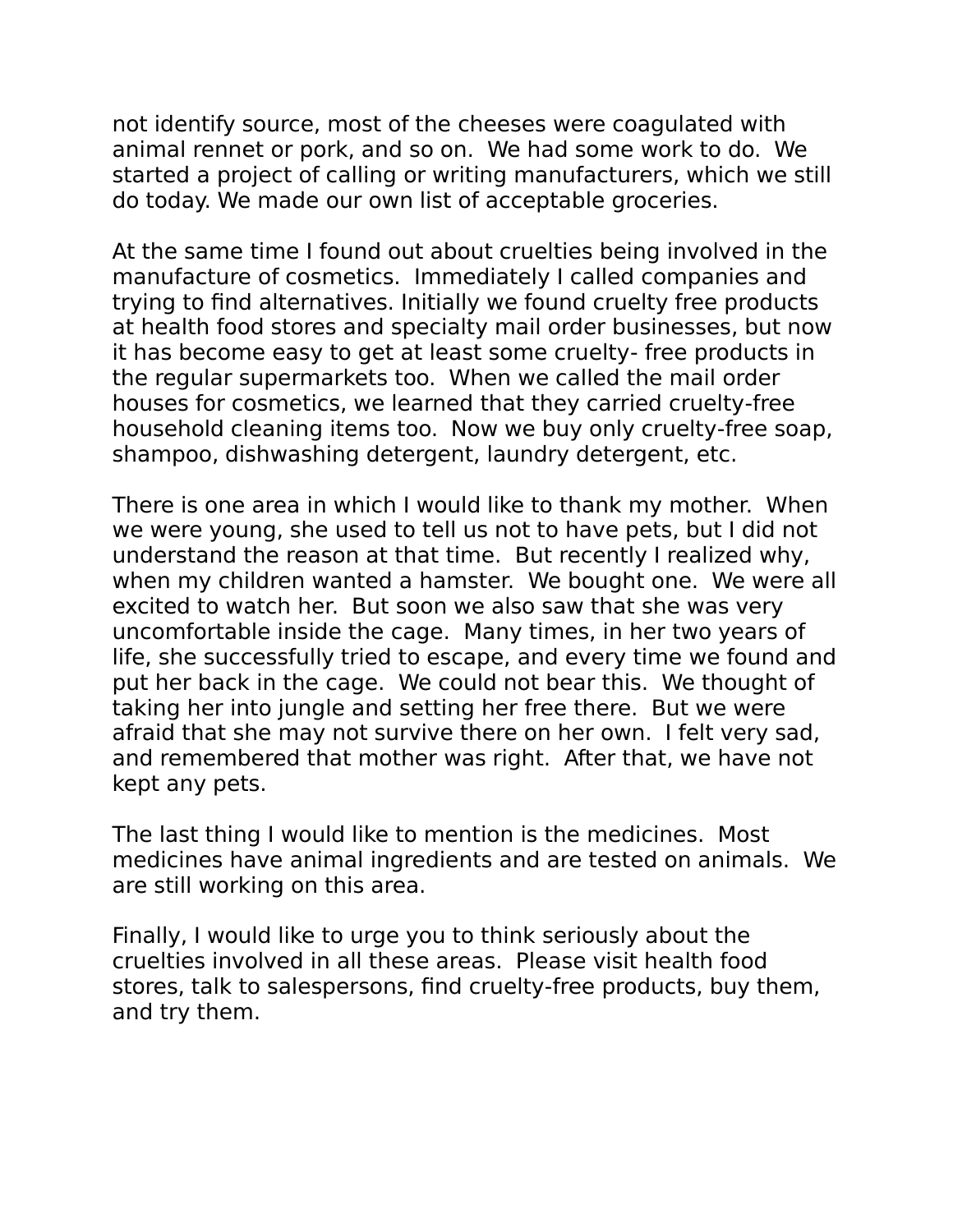not identify source, most of the cheeses were coagulated with animal rennet or pork, and so on.  We had some work to do.  We started a project of calling or writing manufacturers, which we still do today. We made our own list of acceptable groceries.

At the same time I found out about cruelties being involved in the manufacture of cosmetics.  Immediately I called companies and trying to find alternatives. Initially we found cruelty free products at health food stores and specialty mail order businesses, but now it has become easy to get at least some cruelty- free products in the regular supermarkets too.  When we called the mail order houses for cosmetics, we learned that they carried cruelty-free household cleaning items too.  Now we buy only cruelty-free soap, shampoo, dishwashing detergent, laundry detergent, etc.

There is one area in which I would like to thank my mother.  When we were young, she used to tell us not to have pets, but I did not understand the reason at that time.  But recently I realized why, when my children wanted a hamster.  We bought one.  We were all excited to watch her.  But soon we also saw that she was very uncomfortable inside the cage.  Many times, in her two years of life, she successfully tried to escape, and every time we found and put her back in the cage.  We could not bear this.  We thought of taking her into jungle and setting her free there.  But we were afraid that she may not survive there on her own.  I felt very sad, and remembered that mother was right.  After that, we have not kept any pets.

The last thing I would like to mention is the medicines.  Most medicines have animal ingredients and are tested on animals.  We are still working on this area.

Finally, I would like to urge you to think seriously about the cruelties involved in all these areas.  Please visit health food stores, talk to salespersons, find cruelty-free products, buy them, and try them.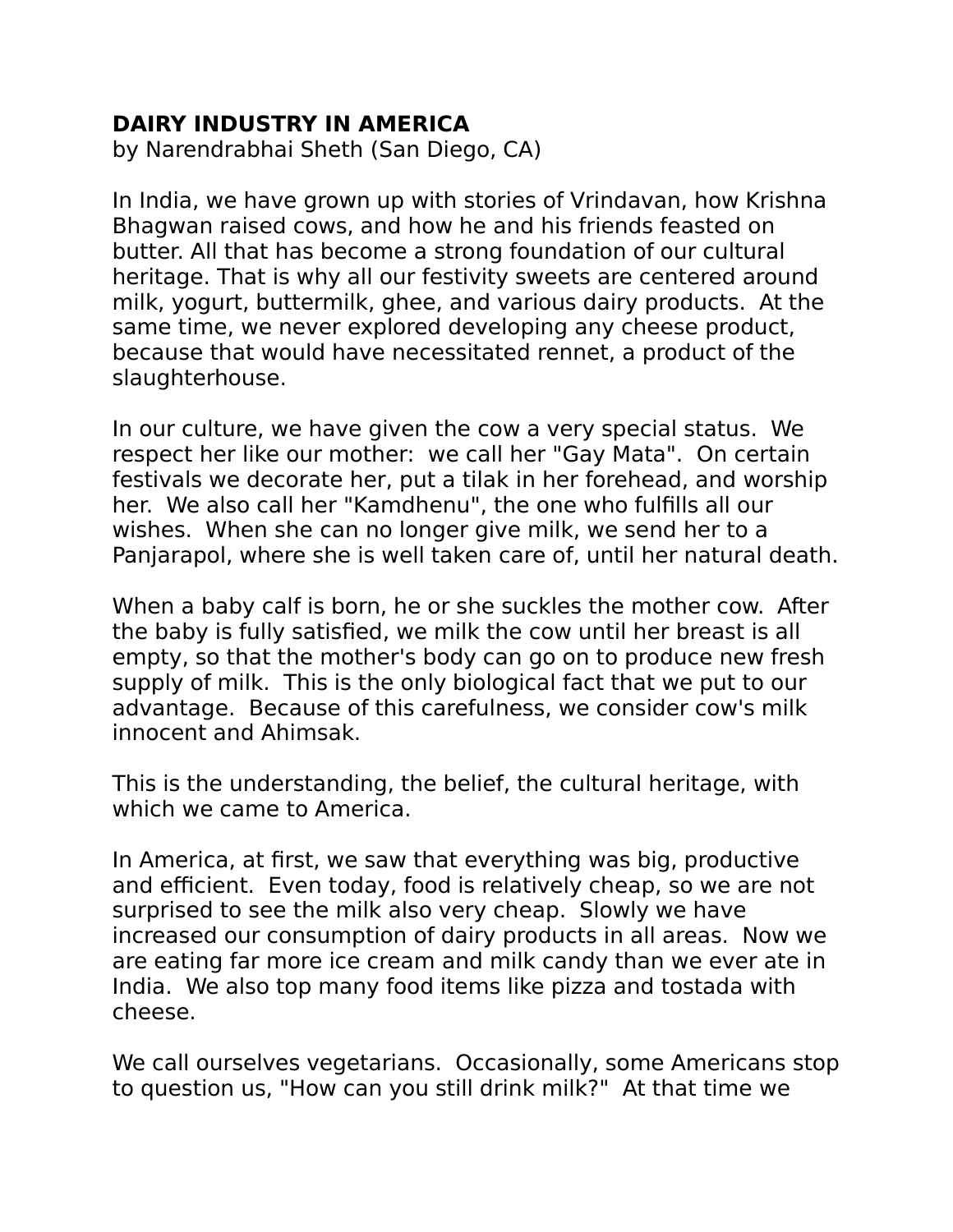**DAIRY INDUSTRY IN AMERICA**
by Narendrabhai Sheth (San Diego, CA)

In India, we have grown up with stories of Vrindavan, how Krishna Bhagwan raised cows, and how he and his friends feasted on butter. All that has become a strong foundation of our cultural heritage. That is why all our festivity sweets are centered around milk, yogurt, buttermilk, ghee, and various dairy products. At the same time, we never explored developing any cheese product, because that would have necessitated rennet, a product of the slaughterhouse.

In our culture, we have given the cow a very special status. We respect her like our mother: we call her "Gay Mata". On certain festivals we decorate her, put a tilak in her forehead, and worship her. We also call her "Kamdhenu", the one who fulfills all our wishes. When she can no longer give milk, we send her to a Panjarapol, where she is well taken care of, until her natural death.

When a baby calf is born, he or she suckles the mother cow. After the baby is fully satisfied, we milk the cow until her breast is all empty, so that the mother's body can go on to produce new fresh supply of milk. This is the only biological fact that we put to our advantage. Because of this carefulness, we consider cow's milk innocent and Ahimsak.

This is the understanding, the belief, the cultural heritage, with which we came to America.

In America, at first, we saw that everything was big, productive and efficient. Even today, food is relatively cheap, so we are not surprised to see the milk also very cheap. Slowly we have increased our consumption of dairy products in all areas. Now we are eating far more ice cream and milk candy than we ever ate in India. We also top many food items like pizza and tostada with cheese.

We call ourselves vegetarians. Occasionally, some Americans stop to question us, "How can you still drink milk?" At that time we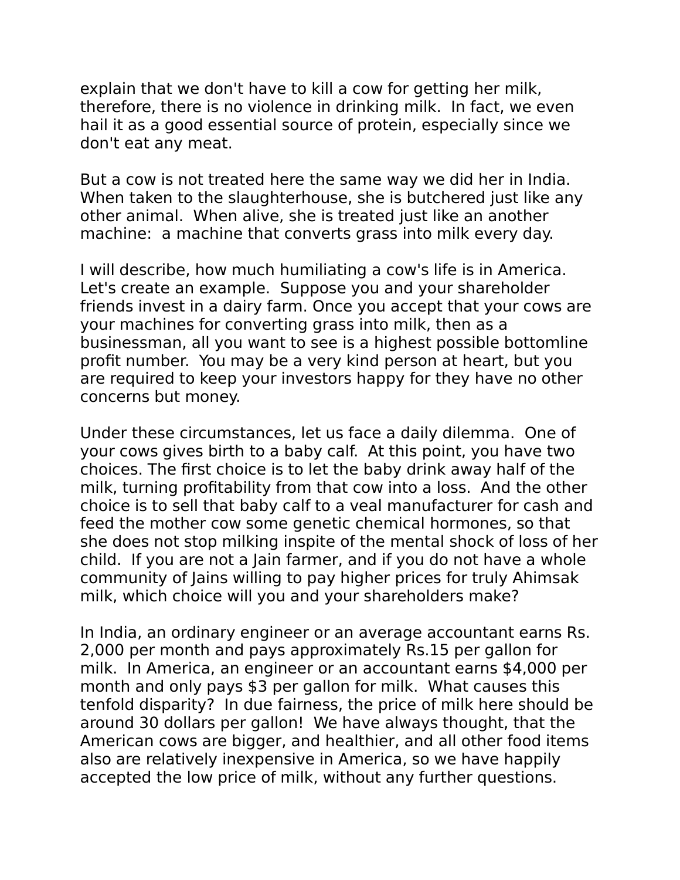explain that we don't have to kill a cow for getting her milk, therefore, there is no violence in drinking milk. In fact, we even hail it as a good essential source of protein, especially since we don't eat any meat.

But a cow is not treated here the same way we did her in India. When taken to the slaughterhouse, she is butchered just like any other animal. When alive, she is treated just like an another machine: a machine that converts grass into milk every day.

I will describe, how much humiliating a cow's life is in America. Let's create an example. Suppose you and your shareholder friends invest in a dairy farm. Once you accept that your cows are your machines for converting grass into milk, then as a businessman, all you want to see is a highest possible bottomline profit number. You may be a very kind person at heart, but you are required to keep your investors happy for they have no other concerns but money.

Under these circumstances, let us face a daily dilemma. One of your cows gives birth to a baby calf. At this point, you have two choices. The first choice is to let the baby drink away half of the milk, turning profitability from that cow into a loss. And the other choice is to sell that baby calf to a veal manufacturer for cash and feed the mother cow some genetic chemical hormones, so that she does not stop milking inspite of the mental shock of loss of her child. If you are not a Jain farmer, and if you do not have a whole community of Jains willing to pay higher prices for truly Ahimsak milk, which choice will you and your shareholders make?

In India, an ordinary engineer or an average accountant earns Rs. 2,000 per month and pays approximately Rs.15 per gallon for milk. In America, an engineer or an accountant earns $4,000 per month and only pays $3 per gallon for milk. What causes this tenfold disparity? In due fairness, the price of milk here should be around 30 dollars per gallon! We have always thought, that the American cows are bigger, and healthier, and all other food items also are relatively inexpensive in America, so we have happily accepted the low price of milk, without any further questions.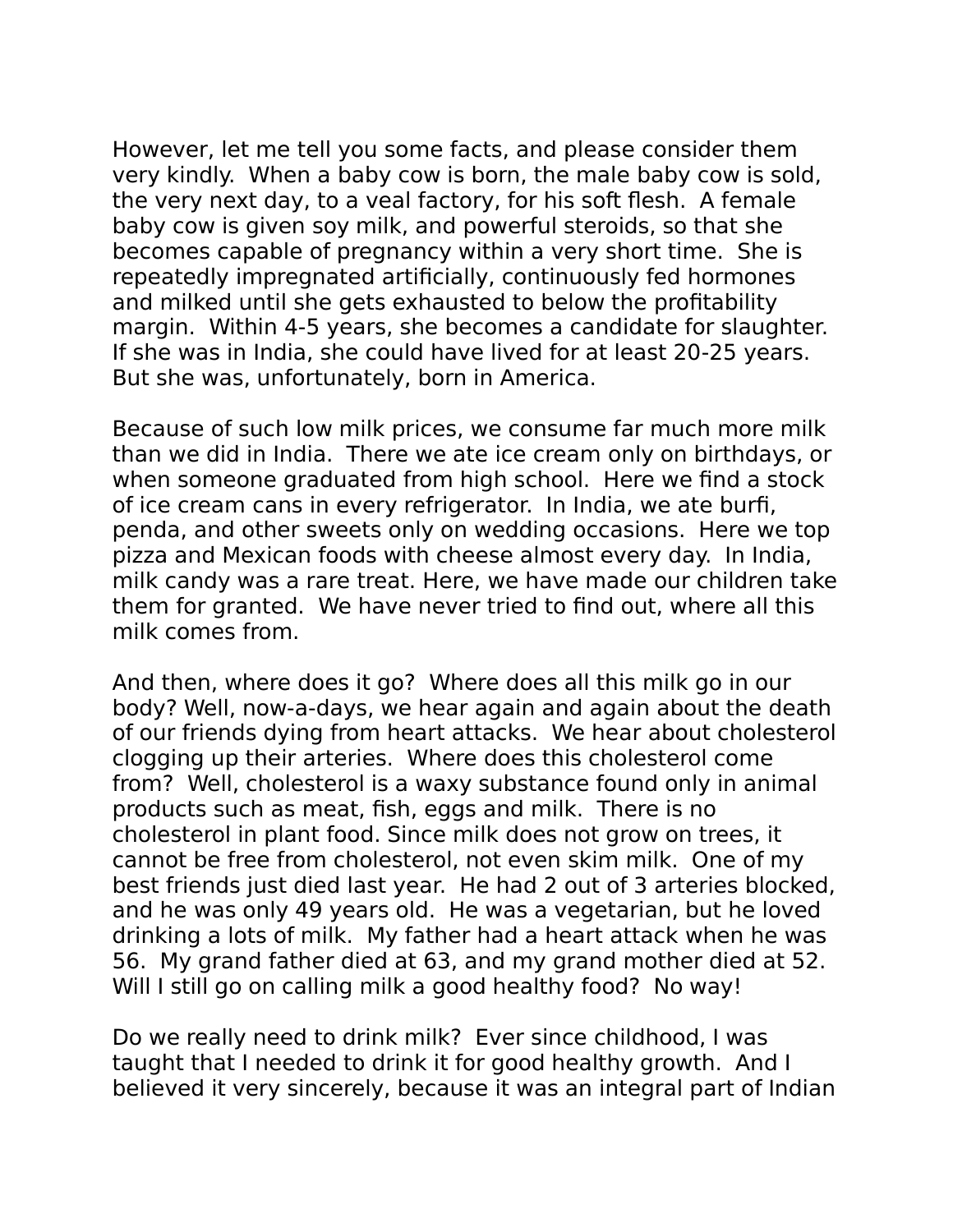However, let me tell you some facts, and please consider them very kindly. When a baby cow is born, the male baby cow is sold, the very next day, to a veal factory, for his soft flesh. A female baby cow is given soy milk, and powerful steroids, so that she becomes capable of pregnancy within a very short time. She is repeatedly impregnated artificially, continuously fed hormones and milked until she gets exhausted to below the profitability margin. Within 4-5 years, she becomes a candidate for slaughter. If she was in India, she could have lived for at least 20-25 years. But she was, unfortunately, born in America.

Because of such low milk prices, we consume far much more milk than we did in India. There we ate ice cream only on birthdays, or when someone graduated from high school. Here we find a stock of ice cream cans in every refrigerator. In India, we ate burfi, penda, and other sweets only on wedding occasions. Here we top pizza and Mexican foods with cheese almost every day. In India, milk candy was a rare treat. Here, we have made our children take them for granted. We have never tried to find out, where all this milk comes from.

And then, where does it go? Where does all this milk go in our body? Well, now-a-days, we hear again and again about the death of our friends dying from heart attacks. We hear about cholesterol clogging up their arteries. Where does this cholesterol come from? Well, cholesterol is a waxy substance found only in animal products such as meat, fish, eggs and milk. There is no cholesterol in plant food. Since milk does not grow on trees, it cannot be free from cholesterol, not even skim milk. One of my best friends just died last year. He had 2 out of 3 arteries blocked, and he was only 49 years old. He was a vegetarian, but he loved drinking a lots of milk. My father had a heart attack when he was 56. My grand father died at 63, and my grand mother died at 52. Will I still go on calling milk a good healthy food? No way!

Do we really need to drink milk? Ever since childhood, I was taught that I needed to drink it for good healthy growth. And I believed it very sincerely, because it was an integral part of Indian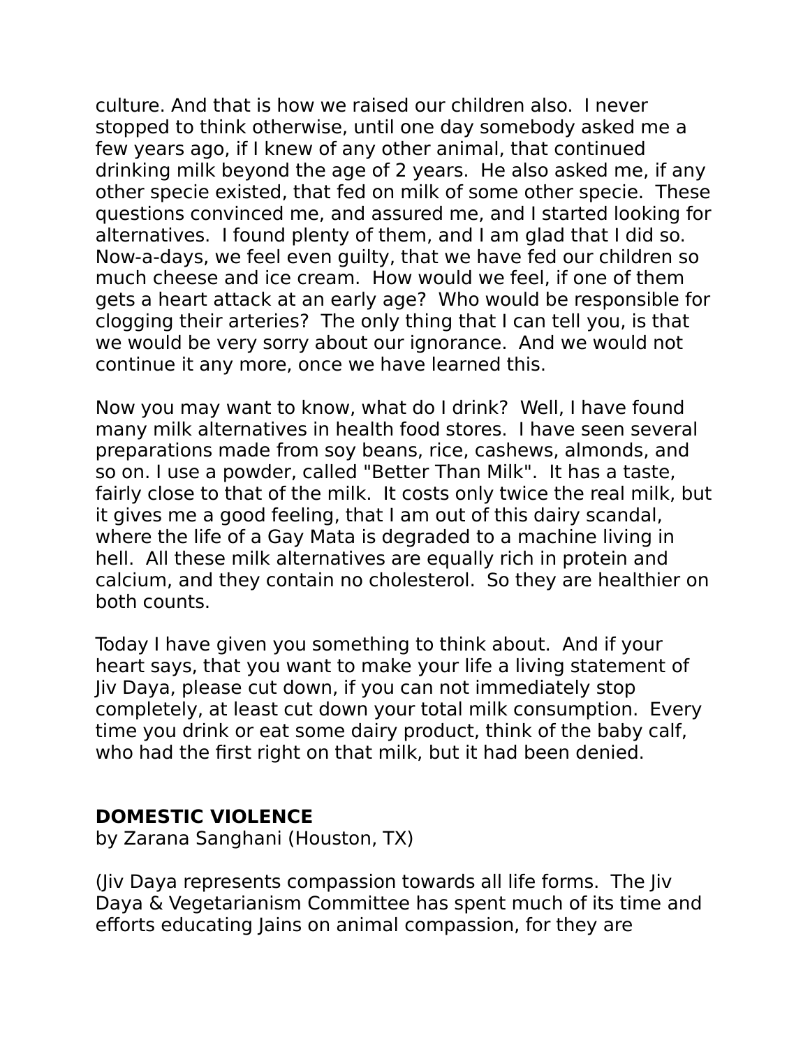culture. And that is how we raised our children also. I never stopped to think otherwise, until one day somebody asked me a few years ago, if I knew of any other animal, that continued drinking milk beyond the age of 2 years. He also asked me, if any other specie existed, that fed on milk of some other specie. These questions convinced me, and assured me, and I started looking for alternatives. I found plenty of them, and I am glad that I did so. Now-a-days, we feel even guilty, that we have fed our children so much cheese and ice cream. How would we feel, if one of them gets a heart attack at an early age? Who would be responsible for clogging their arteries? The only thing that I can tell you, is that we would be very sorry about our ignorance. And we would not continue it any more, once we have learned this.

Now you may want to know, what do I drink? Well, I have found many milk alternatives in health food stores. I have seen several preparations made from soy beans, rice, cashews, almonds, and so on. I use a powder, called "Better Than Milk". It has a taste, fairly close to that of the milk. It costs only twice the real milk, but it gives me a good feeling, that I am out of this dairy scandal, where the life of a Gay Mata is degraded to a machine living in hell. All these milk alternatives are equally rich in protein and calcium, and they contain no cholesterol. So they are healthier on both counts.

Today I have given you something to think about. And if your heart says, that you want to make your life a living statement of Jiv Daya, please cut down, if you can not immediately stop completely, at least cut down your total milk consumption. Every time you drink or eat some dairy product, think of the baby calf, who had the first right on that milk, but it had been denied.

## DOMESTIC VIOLENCE

by Zarana Sanghani (Houston, TX)

(Jiv Daya represents compassion towards all life forms. The Jiv Daya & Vegetarianism Committee has spent much of its time and efforts educating Jains on animal compassion, for they are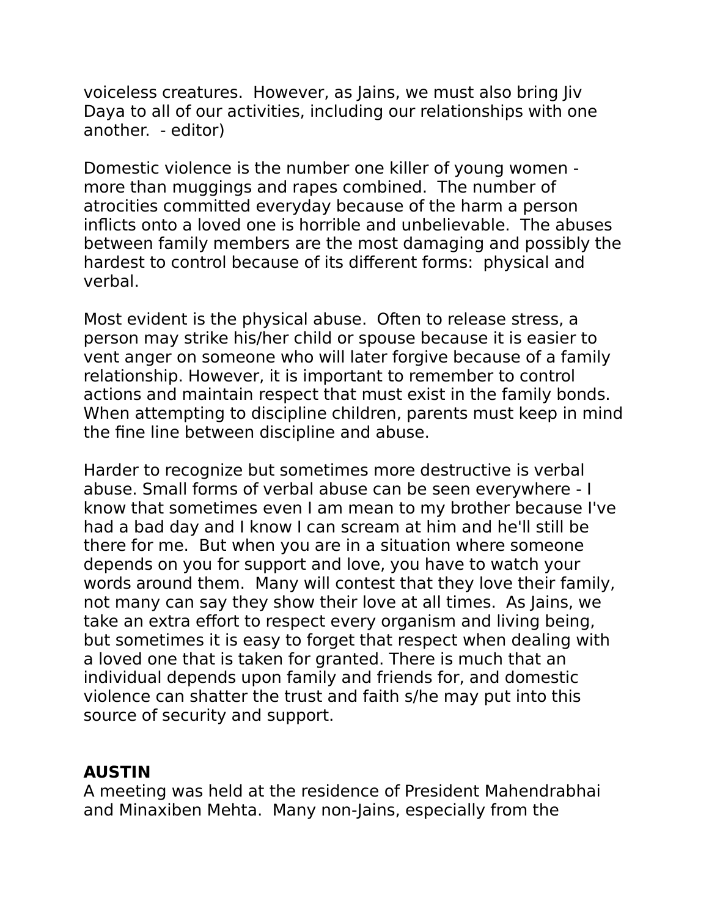voiceless creatures.  However, as Jains, we must also bring Jiv Daya to all of our activities, including our relationships with one another.  - editor)

Domestic violence is the number one killer of young women - more than muggings and rapes combined.  The number of atrocities committed everyday because of the harm a person inflicts onto a loved one is horrible and unbelievable.  The abuses between family members are the most damaging and possibly the hardest to control because of its different forms:  physical and verbal.

Most evident is the physical abuse.  Often to release stress, a person may strike his/her child or spouse because it is easier to vent anger on someone who will later forgive because of a family relationship. However, it is important to remember to control actions and maintain respect that must exist in the family bonds. When attempting to discipline children, parents must keep in mind the fine line between discipline and abuse.

Harder to recognize but sometimes more destructive is verbal abuse. Small forms of verbal abuse can be seen everywhere - I know that sometimes even I am mean to my brother because I've had a bad day and I know I can scream at him and he'll still be there for me.  But when you are in a situation where someone depends on you for support and love, you have to watch your words around them.  Many will contest that they love their family, not many can say they show their love at all times.  As Jains, we take an extra effort to respect every organism and living being, but sometimes it is easy to forget that respect when dealing with a loved one that is taken for granted. There is much that an individual depends upon family and friends for, and domestic violence can shatter the trust and faith s/he may put into this source of security and support.

**AUSTIN**

A meeting was held at the residence of President Mahendrabhai and Minaxiben Mehta.  Many non-Jains, especially from the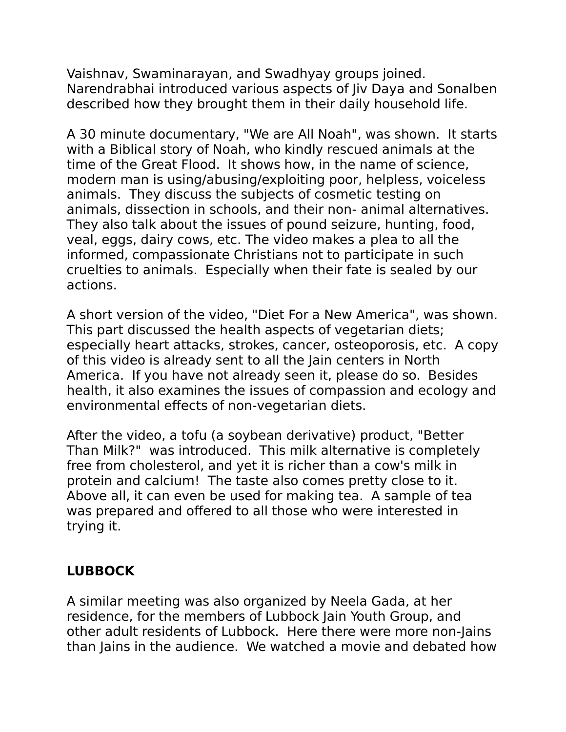Vaishnav, Swaminarayan, and Swadhyay groups joined. Narendrabhai introduced various aspects of Jiv Daya and Sonalben described how they brought them in their daily household life.

A 30 minute documentary, "We are All Noah", was shown. It starts with a Biblical story of Noah, who kindly rescued animals at the time of the Great Flood. It shows how, in the name of science, modern man is using/abusing/exploiting poor, helpless, voiceless animals. They discuss the subjects of cosmetic testing on animals, dissection in schools, and their non- animal alternatives. They also talk about the issues of pound seizure, hunting, food, veal, eggs, dairy cows, etc. The video makes a plea to all the informed, compassionate Christians not to participate in such cruelties to animals. Especially when their fate is sealed by our actions.

A short version of the video, "Diet For a New America", was shown. This part discussed the health aspects of vegetarian diets; especially heart attacks, strokes, cancer, osteoporosis, etc. A copy of this video is already sent to all the Jain centers in North America. If you have not already seen it, please do so. Besides health, it also examines the issues of compassion and ecology and environmental effects of non-vegetarian diets.

After the video, a tofu (a soybean derivative) product, "Better Than Milk?" was introduced. This milk alternative is completely free from cholesterol, and yet it is richer than a cow's milk in protein and calcium! The taste also comes pretty close to it. Above all, it can even be used for making tea. A sample of tea was prepared and offered to all those who were interested in trying it.

**LUBBOCK**

A similar meeting was also organized by Neela Gada, at her residence, for the members of Lubbock Jain Youth Group, and other adult residents of Lubbock. Here there were more non-Jains than Jains in the audience. We watched a movie and debated how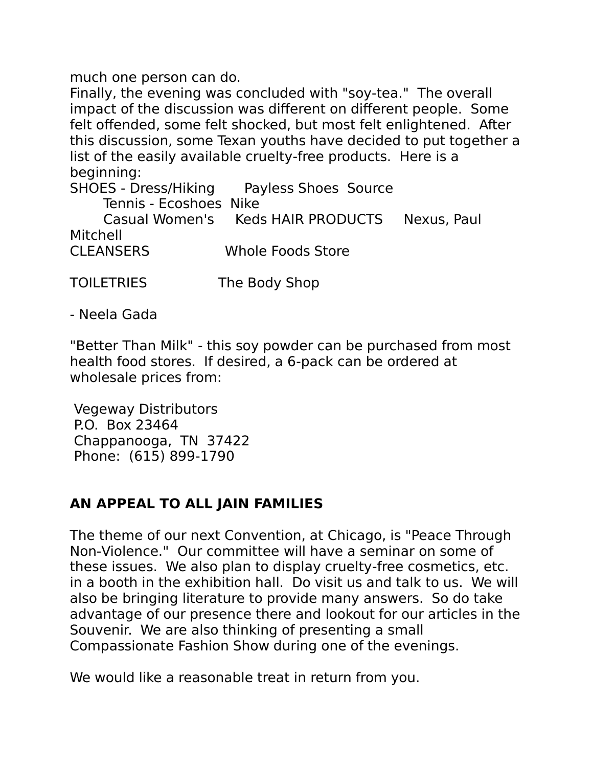much one person can do.
Finally, the evening was concluded with "soy-tea." The overall impact of the discussion was different on different people. Some felt offended, some felt shocked, but most felt enlightened. After this discussion, some Texan youths have decided to put together a list of the easily available cruelty-free products. Here is a beginning:

SHOES - Dress/Hiking Payless Shoes Source
Tennis - Ecoshoes Nike
Casual Women's Keds HAIR PRODUCTS Nexus, Paul Mitchell
CLEANSERS Whole Foods Store

TOILETRIES The Body Shop

- Neela Gada

"Better Than Milk" - this soy powder can be purchased from most health food stores. If desired, a 6-pack can be ordered at wholesale prices from:

Vegeway Distributors
P.O. Box 23464
Chappanooga, TN 37422
Phone: (615) 899-1790

**AN APPEAL TO ALL JAIN FAMILIES**

The theme of our next Convention, at Chicago, is "Peace Through Non-Violence." Our committee will have a seminar on some of these issues. We also plan to display cruelty-free cosmetics, etc. in a booth in the exhibition hall. Do visit us and talk to us. We will also be bringing literature to provide many answers. So do take advantage of our presence there and lookout for our articles in the Souvenir. We are also thinking of presenting a small Compassionate Fashion Show during one of the evenings.

We would like a reasonable treat in return from you.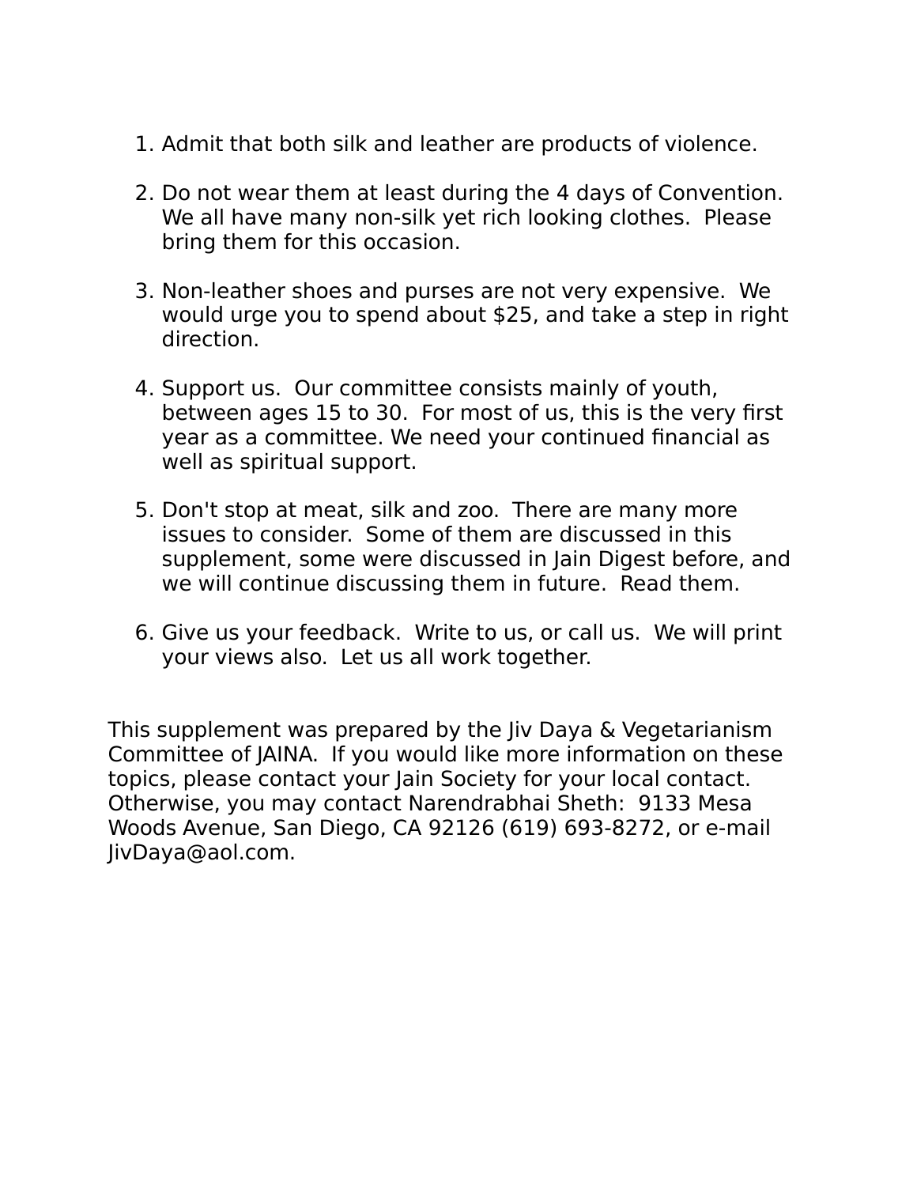1. Admit that both silk and leather are products of violence.

2. Do not wear them at least during the 4 days of Convention. We all have many non-silk yet rich looking clothes. Please bring them for this occasion.

3. Non-leather shoes and purses are not very expensive. We would urge you to spend about $25, and take a step in right direction.

4. Support us. Our committee consists mainly of youth, between ages 15 to 30. For most of us, this is the very first year as a committee. We need your continued financial as well as spiritual support.

5. Don't stop at meat, silk and zoo. There are many more issues to consider. Some of them are discussed in this supplement, some were discussed in Jain Digest before, and we will continue discussing them in future. Read them.

6. Give us your feedback. Write to us, or call us. We will print your views also. Let us all work together.

This supplement was prepared by the Jiv Daya & Vegetarianism Committee of JAINA. If you would like more information on these topics, please contact your Jain Society for your local contact. Otherwise, you may contact Narendrabhai Sheth: 9133 Mesa Woods Avenue, San Diego, CA 92126 (619) 693-8272, or e-mail JivDaya@aol.com.